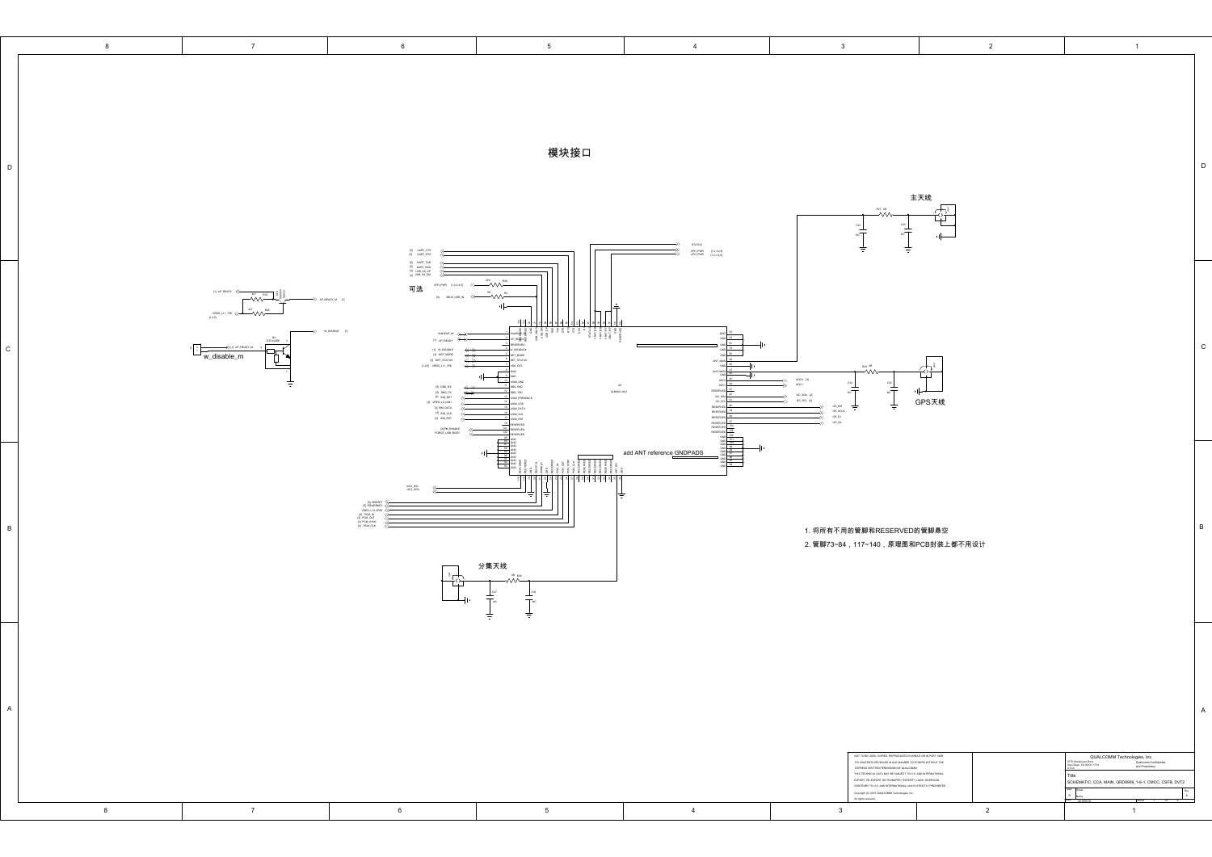# 模块接口

主天线

GPS天线

分集天线

可选

add ANT reference GNDPADS

1. 将所有不用的管脚和RESERVED的管脚悬空

2. 管脚73~84，117~140，原理图和PCB封装上都不用设计

NOT TO BE USED, COPIED, REPRODUCED IN WHOLE OR IN PART, NOR ITS CONTENTS REVEALED IN ANY MANNER TO OTHERS WITHOUT THE EXPRESS WRITTEN PERMISSION OF QUALCOMM.

THIS TECHNICAL DATA MAY BE SUBJECT TO U.S. AND INTERNATIONAL EXPORT, RE-EXPORT OR TRANSFER ("EXPORT") LAWS. DIVERSION CONTRARY TO U.S. AND INTERNATIONAL LAW IS STRICTLY PROHIBITED.

Copyright (C) 2015 QUALCOMM Technologies, Inc. All rights reserved.

QUALCOMM Technologies, Inc

Qualcomm Confidential and Proprietary

Title

SCHEMATIC, CCA, MAIN, QRD8909_1-6-1, CMCC, CSFB, DVT2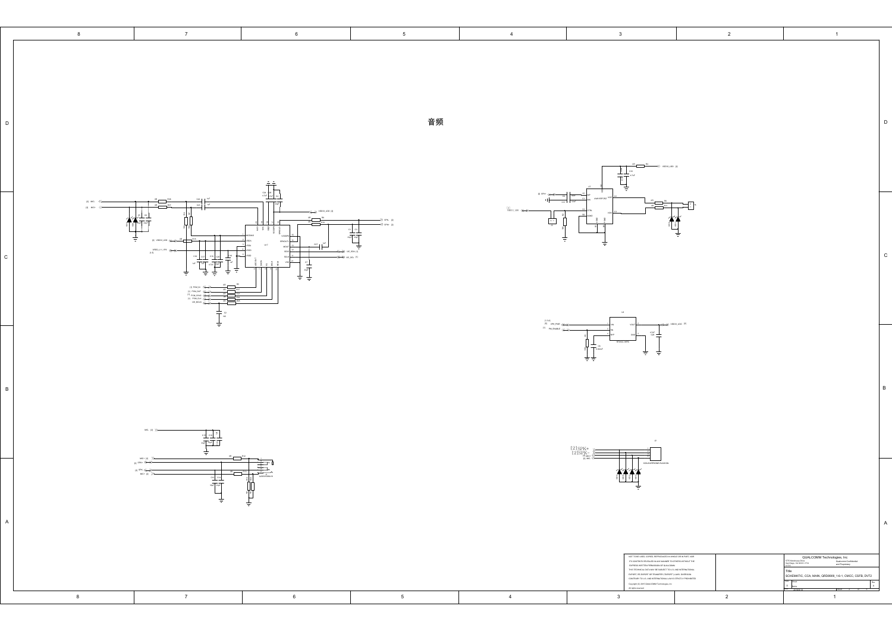# 音频

NOT TO BE USED, COPIED, REPRODUCED IN WHOLE OR IN PART, NOR ITS CONTENTS REVEALED IN ANY MANNER TO OTHERS WITHOUT THE EXPRESS WRITTEN PERMISSION OF QUALCOMM.

THIS TECHNICAL DATA MAY BE SUBJECT TO U.S. AND INTERNATIONAL EXPORT, RE-EXPORT OR TRANSFER ("EXPORT") LAWS. DIVERSION CONTRARY TO U.S. AND INTERNATIONAL LAW IS STRICTLY PROHIBITED.

Copyright (C) 2015 QUALCOMM Technologies, Inc. All rights reserved.

QUALCOMM Technologies, Inc

5775 Morehouse Drive, San Diego, CA 92121-1714 U.S.A.

Qualcomm Confidential and Proprietary

Title

SCHEMATIC, CCA, MAIN, QRD8909_1-6-1, CMCC, CSFB, DVT2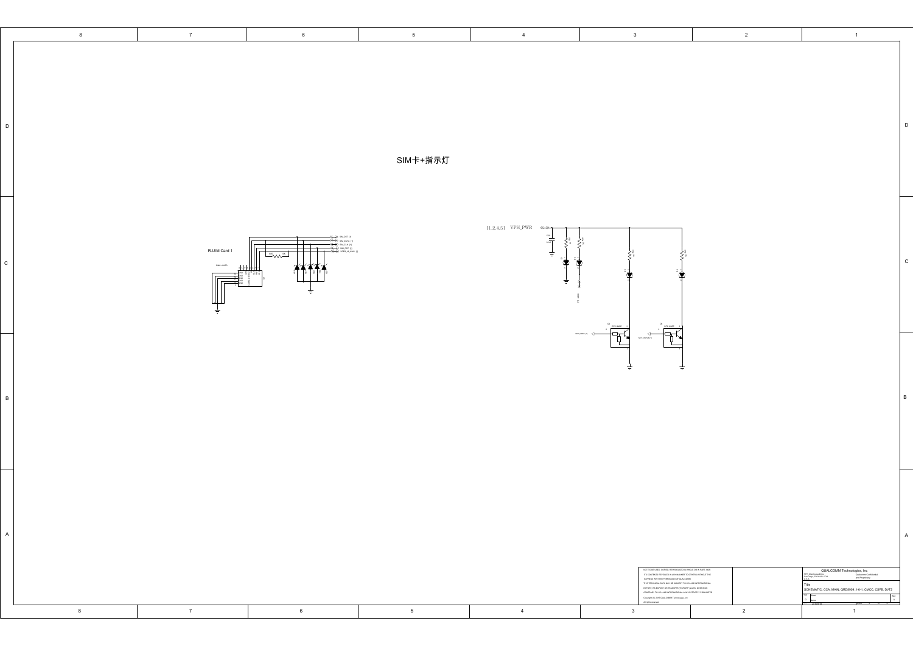# SIM卡+指示灯

R-UIM Card 1

SIM_DET
SIM_DATA
SIM_CLK
SIM_RST
VREG_L6_UIM1

[1,2,4,5] VPH_PWR

NOT TO BE USED, COPIED, REPRODUCED IN WHOLE OR IN PART, NOR ITS CONTENTS REVEALED IN ANY MANNER TO OTHERS WITHOUT THE EXPRESS WRITTEN PERMISSION OF QUALCOMM.
THIS TECHNICAL DATA MAY BE SUBJECT TO U.S. AND INTERNATIONAL EXPORT, RE-EXPORT OR TRANSFER ("EXPORT") LAWS. DIVERSION CONTRARY TO U.S. AND INTERNATIONAL LAW IS STRICTLY PROHIBITED.
Copyright (C) 2015 QUALCOMM Technologies, Inc.
All rights reserved.

QUALCOMM Technologies, Inc
Qualcomm Confidential and Proprietary

Title
SCHEMATIC, CCA, MAIN, QRD8909_1-6-1, CMCC, CSFB, DVT2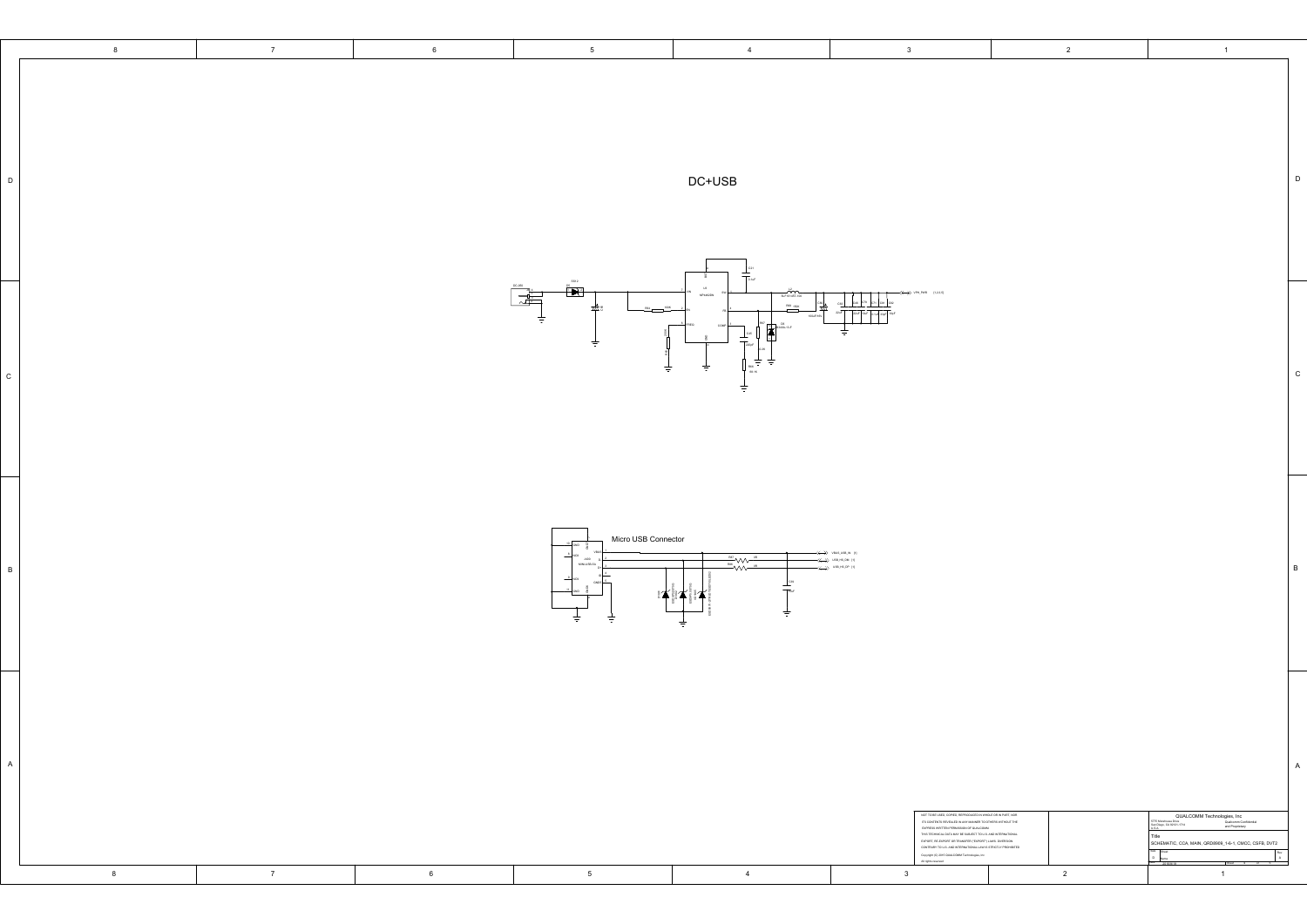# DC+USB

Micro USB Connector

NOT TO BE USED, COPIED, REPRODUCED IN WHOLE OR IN PART, NOR ITS CONTENTS REVEALED IN ANY MANNER TO OTHERS WITHOUT THE EXPRESS WRITTEN PERMISSION OF QUALCOMM.

THIS TECHNICAL DATA MAY BE SUBJECT TO U.S. AND INTERNATIONAL EXPORT, RE-EXPORT OR TRANSFER ("EXPORT") LAWS. DIVERSION CONTRARY TO U.S. AND INTERNATIONAL LAW IS STRICTLY PROHIBITED.

Copyright (C) 2015 QUALCOMM Technologies, Inc.
All rights reserved.

QUALCOMM Technologies, Inc

5775 Morehouse Drive
San Diego, CA 92121-1714
U.S.A.

Qualcomm Confidential and Proprietary

Title

SCHEMATIC, CCA, MAIN, QRD8909_1-6-1, CMCC, CSFB, DVT2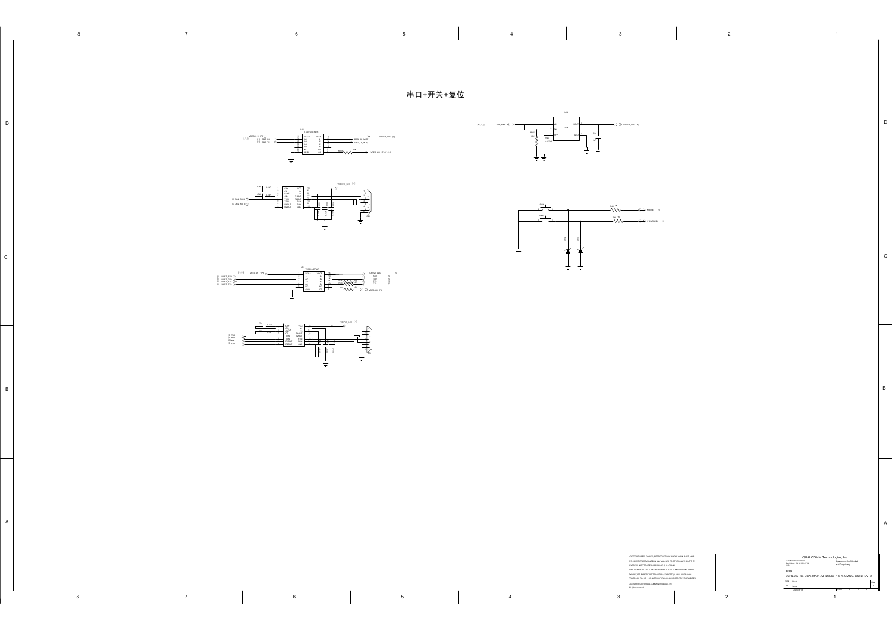# 串口+开关+复位

VREG_L11_1P8 [1,2,5]

[1] DBG_TX

[1] DBG_RX

TXS0104EPWR

VCCA VCCB

A1 B1

A2 B2

A3 B3

A4 B4

OE GND

VDDIO1_LDO [5]

DBG_TX_IN [5]

DBG_RX_IN [5]

VREG_L11_1P8 [1,2,5]

[5] DBG_TX_IN

[5] DBG_RX_IN

C1+ VCC

C1- V+

C2+ V-

C2-

T1IN T1OUT

T2IN T2OUT

R1OUT R1IN

R2OUT R2IN

GND

VDDIO1_LDO [5]

[1,2,5] VREG_L11_1P8

[1] UART_RXD

[1] UART_TXD

[1] UART_RTS

[1] UART_CTS

TXS0104EPWR

VCCA VCCB

A1 B1

A2 B2

A3 B3

A4 B4

OE GND

VDDIO1_LDO [5]

RXD [5]

TXD [5]

RTS [5]

CTS [5]

VREG_L6_1P8

[5] TXD

[5] RTS

[5] RXD

[5] CTS

C1+ VCC

C1- V+

C2+ V-

C2-

T1IN T1OUT

T2IN T2OUT

R1OUT R1IN

R2OUT R2IN

GND

VDDIO1_LDO [5]

[1,2,5] VPH_PWR

VIN VOUT

EN

NR/FB

GND

VDDIO1_LDO [5]

KRESET [1]

PWRKEY [1]

NOT TO BE USED, COPIED, REPRODUCED IN WHOLE OR IN PART, NOR ITS CONTENTS REVEALED IN ANY MANNER TO OTHERS WITHOUT THE EXPRESS WRITTEN PERMISSION OF QUALCOMM.

THIS TECHNICAL DATA MAY BE SUBJECT TO U.S. AND INTERNATIONAL EXPORT, RE-EXPORT OR TRANSFER ("EXPORT") LAWS. DIVERSION CONTRARY TO U.S. AND INTERNATIONAL LAW IS STRICTLY PROHIBITED.

Copyright (C) 2017 QUALCOMM Technologies, Inc.
All rights reserved.

QUALCOMM Technologies, Inc

5775 Morehouse Drive
San Diego, CA 92121-1714
U.S.A.

Qualcomm Confidential and Proprietary

Title

SCHEMATIC, CCA, MAIN, QRD8909_1-6-1, CMCC, CSFB, DVT2